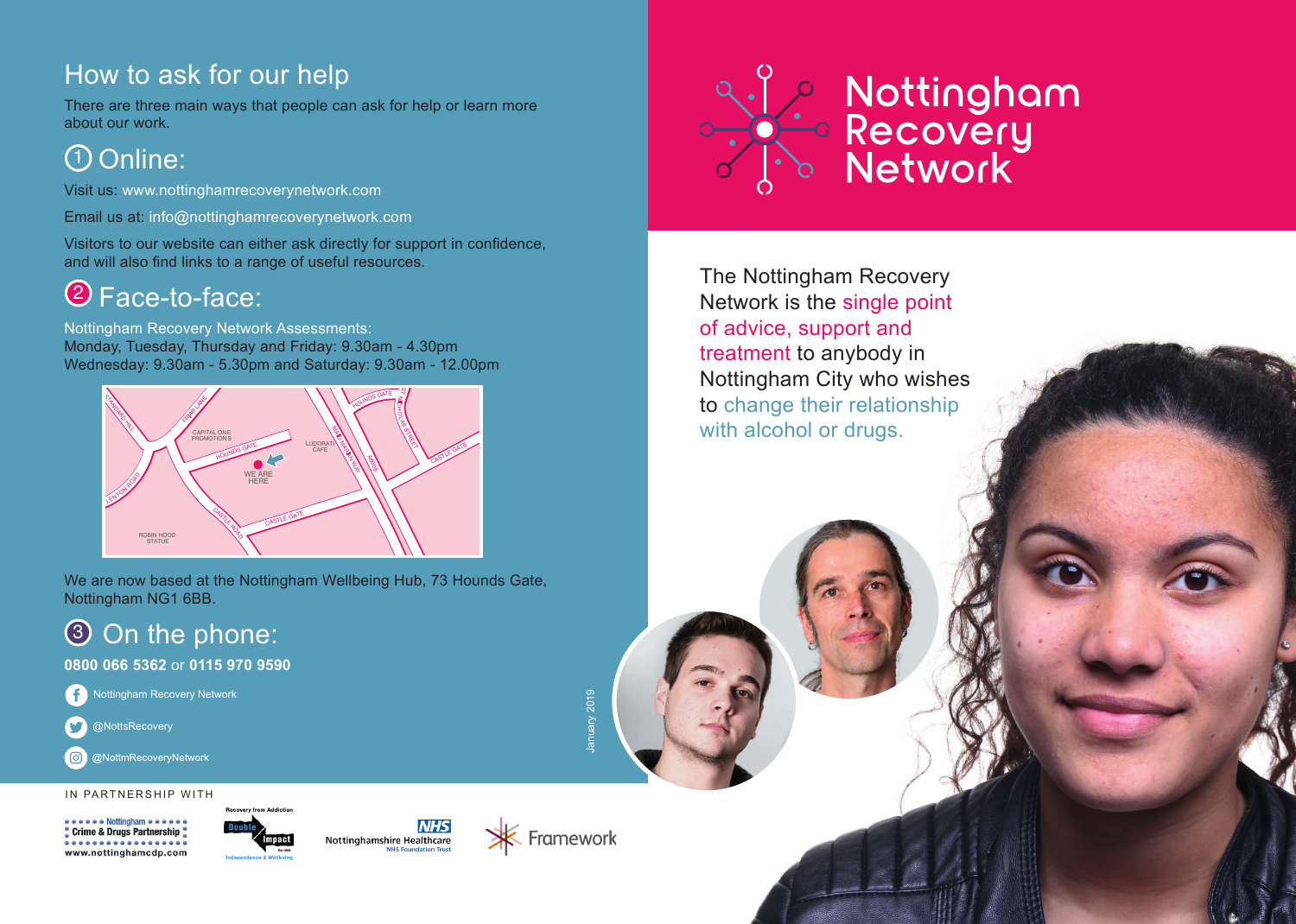# How to ask for our help

There are three main ways that people can ask for help or learn more about our work.

## ① Online:

Visit us: www.nottinghamrecoverynetwork.com

Email us at: info@nottinghamrecoverynetwork.com

Visitors to our website can either ask directly for support in confidence, and will also find links to a range of useful resources.

## ② Face-to-face:

Nottingham Recovery Network Assessments:
Monday, Tuesday, Thursday and Friday: 9.30am - 4.30pm
Wednesday: 9.30am - 5.30pm and Saturday: 9.30am - 12.00pm

We are now based at the Nottingham Wellbeing Hub, 73 Hounds Gate, Nottingham NG1 6BB.

## ③ On the phone:

**0800 066 5362** or **0115 970 9590**

Nottingham Recovery Network

@NottsRecovery

@NottmRecoveryNetwork

IN PARTNERSHIP WITH

Nottingham Crime & Drugs Partnership www.nottinghamcdp.com

Recovery from Addiction Double Impact Independence & Wellbeing

NHS Nottinghamshire Healthcare NHS Foundation Trust

Framework

January 2019

# Nottingham Recovery Network

The Nottingham Recovery Network is the single point of advice, support and treatment to anybody in Nottingham City who wishes to change their relationship with alcohol or drugs.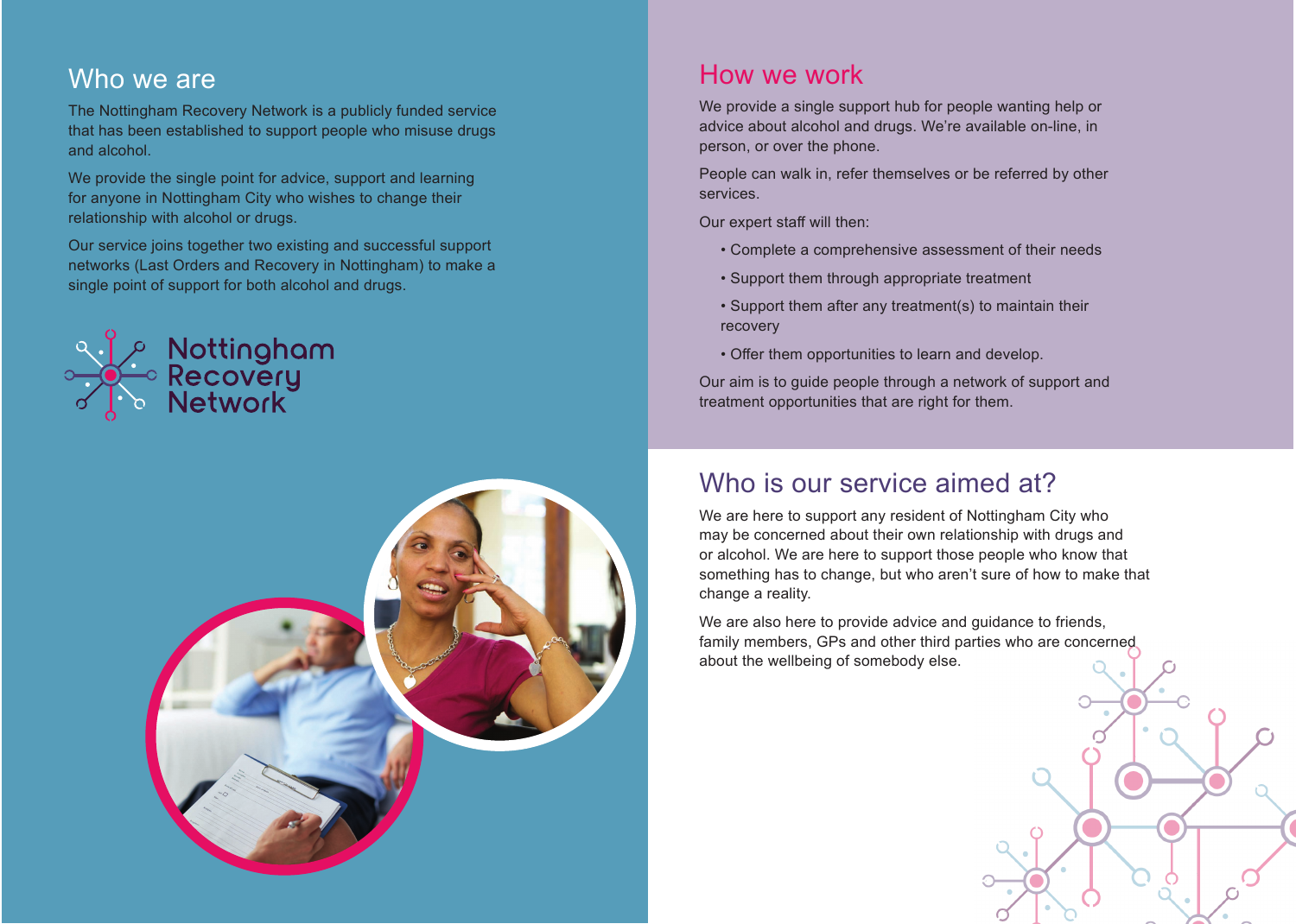## Who we are

The Nottingham Recovery Network is a publicly funded service that has been established to support people who misuse drugs and alcohol.

We provide the single point for advice, support and learning for anyone in Nottingham City who wishes to change their relationship with alcohol or drugs.

Our service joins together two existing and successful support networks (Last Orders and Recovery in Nottingham) to make a single point of support for both alcohol and drugs.

Nottingham Recovery Network

## How we work

We provide a single support hub for people wanting help or advice about alcohol and drugs. We're available on-line, in person, or over the phone.

People can walk in, refer themselves or be referred by other services.

Our expert staff will then:

- Complete a comprehensive assessment of their needs
- Support them through appropriate treatment
- Support them after any treatment(s) to maintain their recovery
- Offer them opportunities to learn and develop.

Our aim is to guide people through a network of support and treatment opportunities that are right for them.

## Who is our service aimed at?

We are here to support any resident of Nottingham City who may be concerned about their own relationship with drugs and or alcohol. We are here to support those people who know that something has to change, but who aren't sure of how to make that change a reality.

We are also here to provide advice and guidance to friends, family members, GPs and other third parties who are concerned about the wellbeing of somebody else.